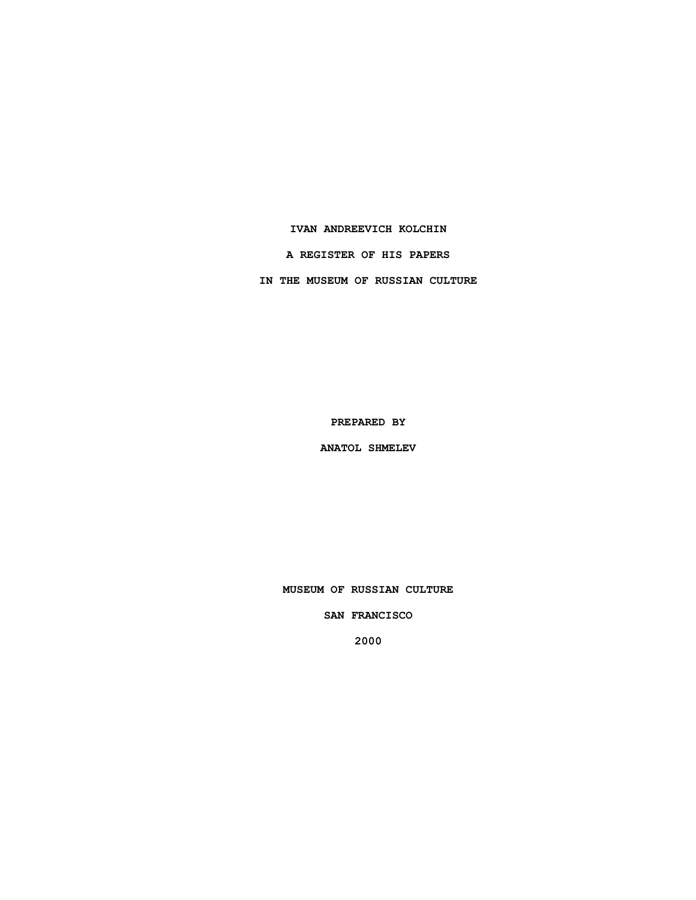# IVAN ANDREEVICH KOLCHIN

## A REGISTER OF HIS PAPERS

## IN THE MUSEUM OF RUSSIAN CULTURE

PREPARED BY

ANATOL SHMELEV

MUSEUM OF RUSSIAN CULTURE

SAN FRANCISCO

2000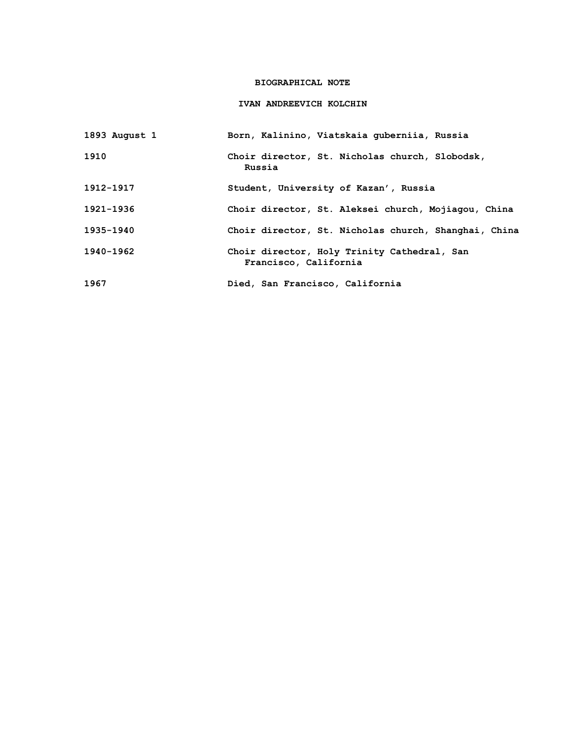# BIOGRAPHICAL NOTE

## IVAN ANDREEVICH KOLCHIN

| | |
|---|---|
| 1893 August 1 | Born, Kalinino, Viatskaia guberniia, Russia |
| 1910 | Choir director, St. Nicholas church, Slobodsk, Russia |
| 1912-1917 | Student, University of Kazan', Russia |
| 1921-1936 | Choir director, St. Aleksei church, Mojiagou, China |
| 1935-1940 | Choir director, St. Nicholas church, Shanghai, China |
| 1940-1962 | Choir director, Holy Trinity Cathedral, San Francisco, California |
| 1967 | Died, San Francisco, California |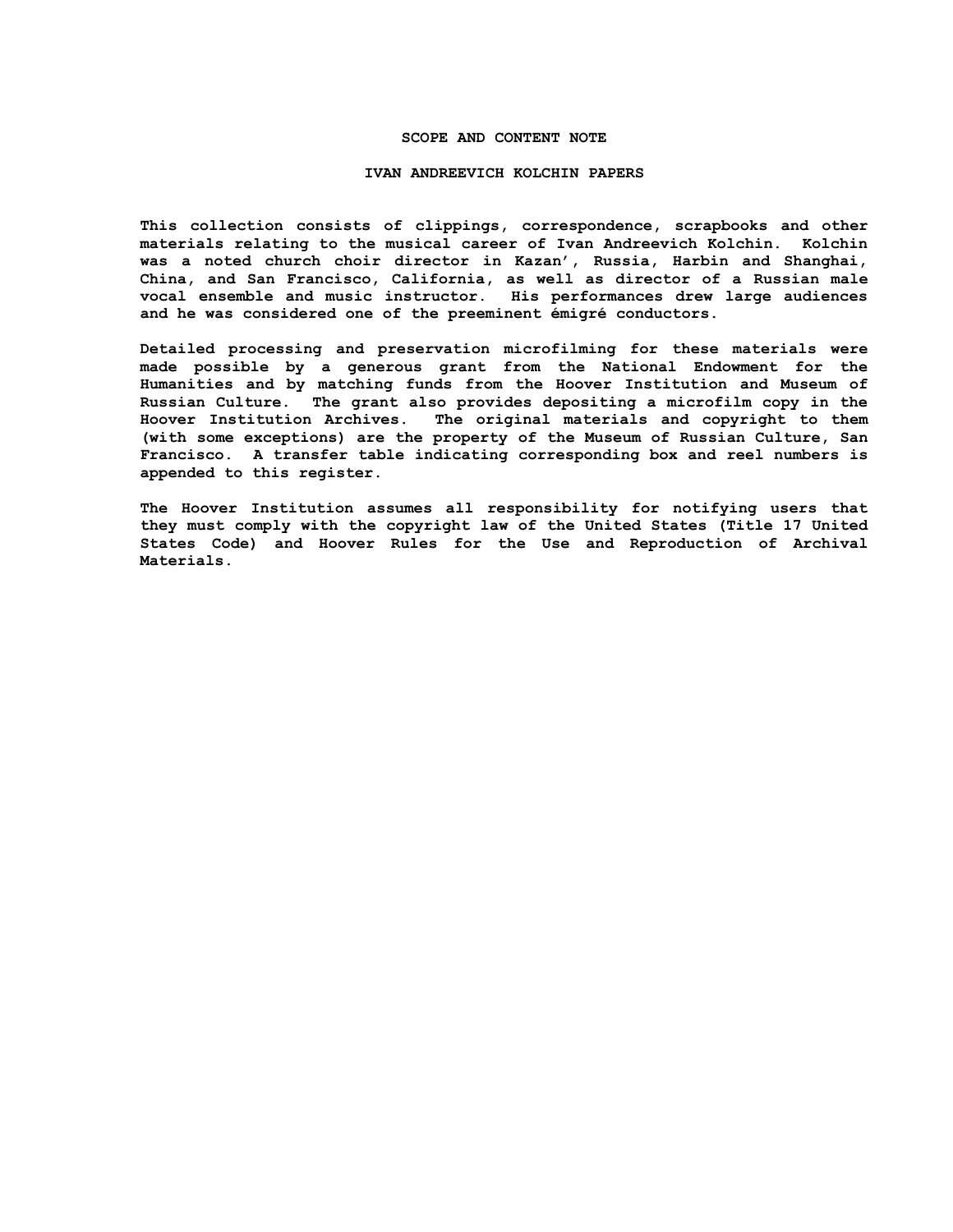## SCOPE AND CONTENT NOTE

### IVAN ANDREEVICH KOLCHIN PAPERS

This collection consists of clippings, correspondence, scrapbooks and other materials relating to the musical career of Ivan Andreevich Kolchin. Kolchin was a noted church choir director in Kazan', Russia, Harbin and Shanghai, China, and San Francisco, California, as well as director of a Russian male vocal ensemble and music instructor. His performances drew large audiences and he was considered one of the preeminent émigré conductors.

Detailed processing and preservation microfilming for these materials were made possible by a generous grant from the National Endowment for the Humanities and by matching funds from the Hoover Institution and Museum of Russian Culture. The grant also provides depositing a microfilm copy in the Hoover Institution Archives. The original materials and copyright to them (with some exceptions) are the property of the Museum of Russian Culture, San Francisco. A transfer table indicating corresponding box and reel numbers is appended to this register.

The Hoover Institution assumes all responsibility for notifying users that they must comply with the copyright law of the United States (Title 17 United States Code) and Hoover Rules for the Use and Reproduction of Archival Materials.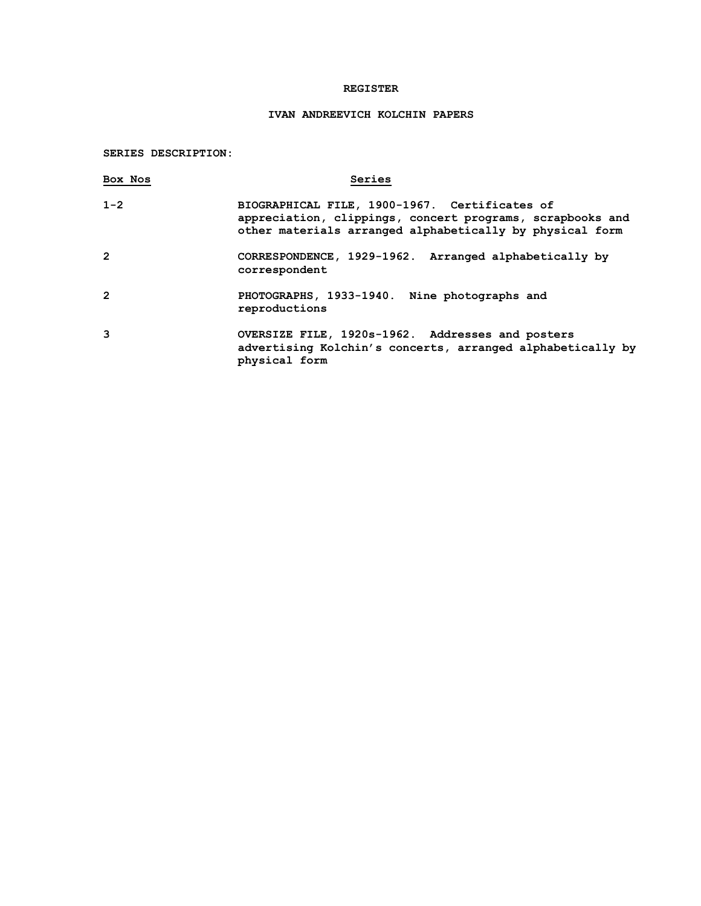# REGISTER

## IVAN ANDREEVICH KOLCHIN PAPERS

**SERIES DESCRIPTION:**

| Box Nos | Series |
|---|---|
| 1-2 | BIOGRAPHICAL FILE, 1900-1967. Certificates of appreciation, clippings, concert programs, scrapbooks and other materials arranged alphabetically by physical form |
| 2 | CORRESPONDENCE, 1929-1962. Arranged alphabetically by correspondent |
| 2 | PHOTOGRAPHS, 1933-1940. Nine photographs and reproductions |
| 3 | OVERSIZE FILE, 1920s-1962. Addresses and posters advertising Kolchin's concerts, arranged alphabetically by physical form |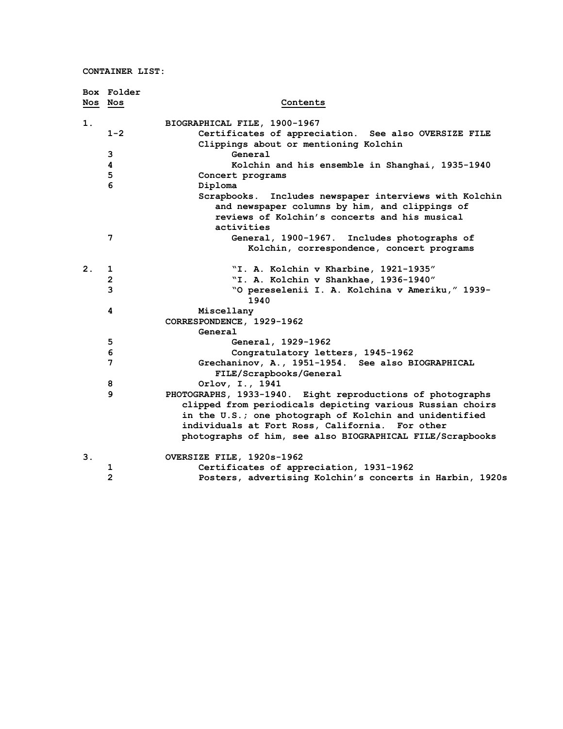CONTAINER LIST:

| Box Nos | Folder Nos | Contents |
|---|---|---|
| 1. | | BIOGRAPHICAL FILE, 1900-1967 |
| | 1-2 | Certificates of appreciation. See also OVERSIZE FILE |
| | | Clippings about or mentioning Kolchin |
| | 3 | General |
| | 4 | Kolchin and his ensemble in Shanghai, 1935-1940 |
| | 5 | Concert programs |
| | 6 | Diploma |
| | | Scrapbooks. Includes newspaper interviews with Kolchin and newspaper columns by him, and clippings of reviews of Kolchin's concerts and his musical activities |
| | 7 | General, 1900-1967. Includes photographs of Kolchin, correspondence, concert programs |
| 2. | 1 | "I. A. Kolchin v Kharbine, 1921-1935" |
| | 2 | "I. A. Kolchin v Shankhae, 1936-1940" |
| | 3 | "O pereselenii I. A. Kolchina v Ameriku," 1939-1940 |
| | 4 | Miscellany |
| | | CORRESPONDENCE, 1929-1962 |
| | | General |
| | 5 | General, 1929-1962 |
| | 6 | Congratulatory letters, 1945-1962 |
| | 7 | Grechaninov, A., 1951-1954. See also BIOGRAPHICAL FILE/Scrapbooks/General |
| | 8 | Orlov, I., 1941 |
| | 9 | PHOTOGRAPHS, 1933-1940. Eight reproductions of photographs clipped from periodicals depicting various Russian choirs in the U.S.; one photograph of Kolchin and unidentified individuals at Fort Ross, California. For other photographs of him, see also BIOGRAPHICAL FILE/Scrapbooks |
| 3. | | OVERSIZE FILE, 1920s-1962 |
| | 1 | Certificates of appreciation, 1931-1962 |
| | 2 | Posters, advertising Kolchin's concerts in Harbin, 1920s |